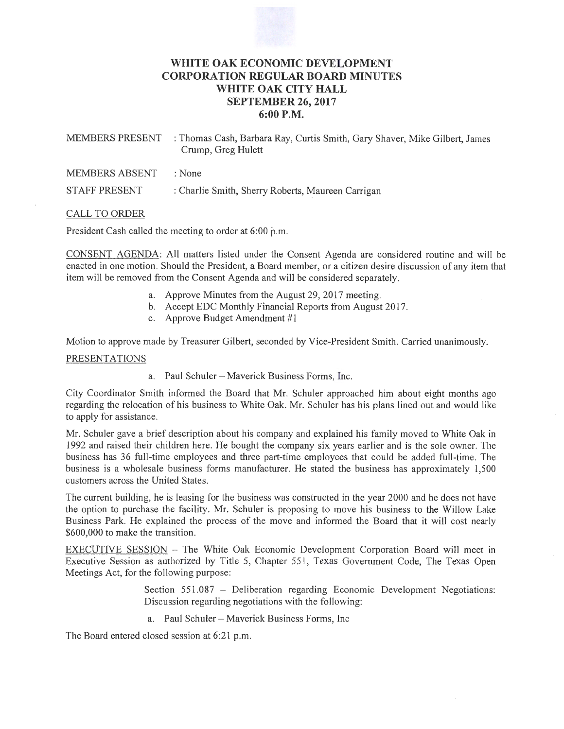# WHITE OAK ECONOMIC DEVELOPMENT CORPORATION REGULAR BOARD MINUTES
## WHITE OAK CITY HALL
## SEPTEMBER 26, 2017
## 6:00 P.M.

MEMBERS PRESENT : Thomas Cash, Barbara Ray, Curtis Smith, Gary Shaver, Mike Gilbert, James Crump, Greg Hulett

MEMBERS ABSENT : None

STAFF PRESENT : Charlie Smith, Sherry Roberts, Maureen Carrigan

CALL TO ORDER

President Cash called the meeting to order at 6:00 p.m.

CONSENT AGENDA: All matters listed under the Consent Agenda are considered routine and will be enacted in one motion. Should the President, a Board member, or a citizen desire discussion of any item that item will be removed from the Consent Agenda and will be considered separately.

a. Approve Minutes from the August 29, 2017 meeting.
b. Accept EDC Monthly Financial Reports from August 2017.
c. Approve Budget Amendment #1

Motion to approve made by Treasurer Gilbert, seconded by Vice-President Smith. Carried unanimously.

PRESENTATIONS

a. Paul Schuler – Maverick Business Forms, Inc.

City Coordinator Smith informed the Board that Mr. Schuler approached him about eight months ago regarding the relocation of his business to White Oak. Mr. Schuler has his plans lined out and would like to apply for assistance.

Mr. Schuler gave a brief description about his company and explained his family moved to White Oak in 1992 and raised their children here. He bought the company six years earlier and is the sole owner. The business has 36 full-time employees and three part-time employees that could be added full-time. The business is a wholesale business forms manufacturer. He stated the business has approximately 1,500 customers across the United States.

The current building, he is leasing for the business was constructed in the year 2000 and he does not have the option to purchase the facility. Mr. Schuler is proposing to move his business to the Willow Lake Business Park. He explained the process of the move and informed the Board that it will cost nearly $600,000 to make the transition.

EXECUTIVE SESSION – The White Oak Economic Development Corporation Board will meet in Executive Session as authorized by Title 5, Chapter 551, Texas Government Code, The Texas Open Meetings Act, for the following purpose:

Section 551.087 – Deliberation regarding Economic Development Negotiations: Discussion regarding negotiations with the following:

a. Paul Schuler – Maverick Business Forms, Inc

The Board entered closed session at 6:21 p.m.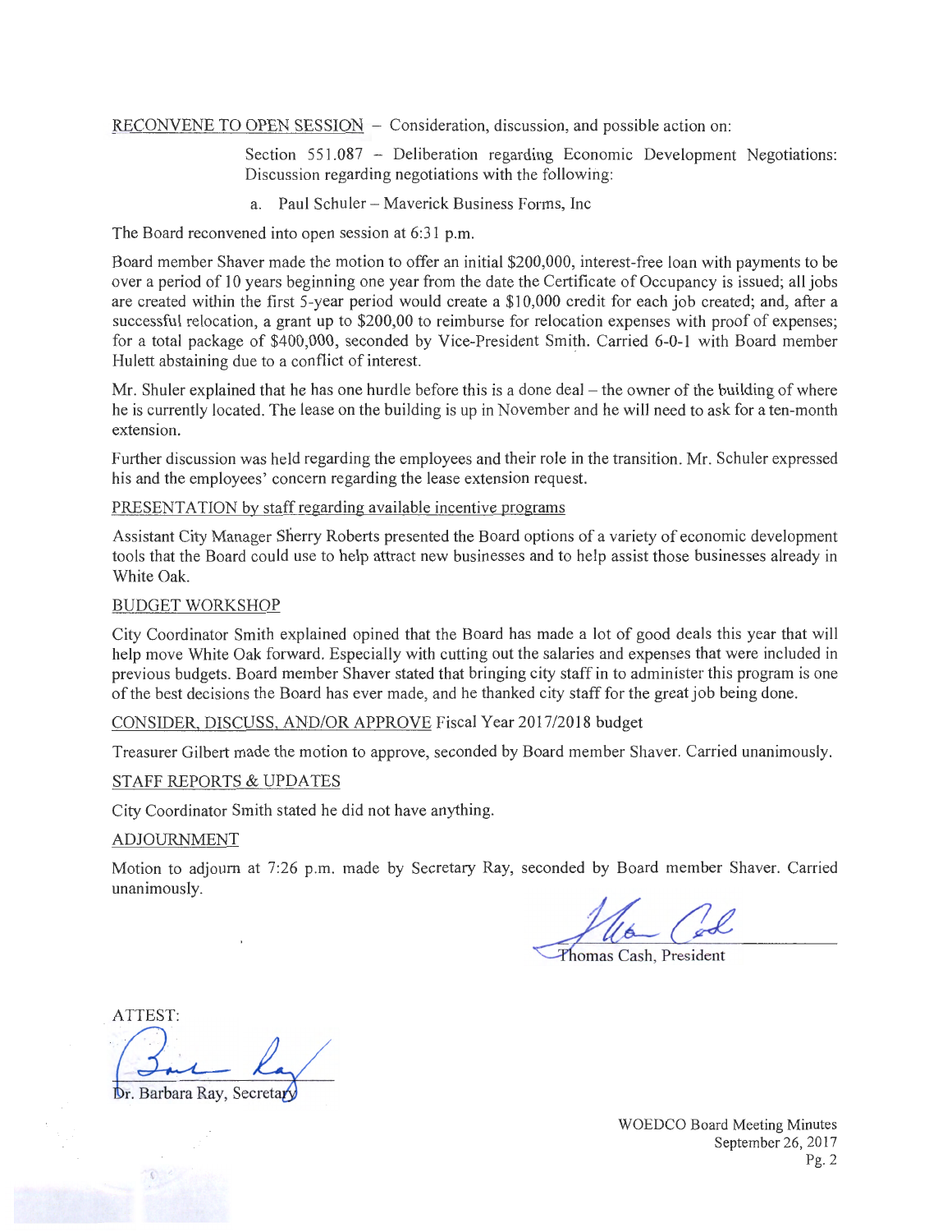RECONVENE TO OPEN SESSION – Consideration, discussion, and possible action on:

Section 551.087 – Deliberation regarding Economic Development Negotiations: Discussion regarding negotiations with the following:

a. Paul Schuler – Maverick Business Forms, Inc

The Board reconvened into open session at 6:31 p.m.

Board member Shaver made the motion to offer an initial $200,000, interest-free loan with payments to be over a period of 10 years beginning one year from the date the Certificate of Occupancy is issued; all jobs are created within the first 5-year period would create a $10,000 credit for each job created; and, after a successful relocation, a grant up to $200,00 to reimburse for relocation expenses with proof of expenses; for a total package of $400,000, seconded by Vice-President Smith. Carried 6-0-1 with Board member Hulett abstaining due to a conflict of interest.

Mr. Shuler explained that he has one hurdle before this is a done deal – the owner of the building of where he is currently located. The lease on the building is up in November and he will need to ask for a ten-month extension.

Further discussion was held regarding the employees and their role in the transition. Mr. Schuler expressed his and the employees' concern regarding the lease extension request.

PRESENTATION by staff regarding available incentive programs

Assistant City Manager Sherry Roberts presented the Board options of a variety of economic development tools that the Board could use to help attract new businesses and to help assist those businesses already in White Oak.

BUDGET WORKSHOP

City Coordinator Smith explained opined that the Board has made a lot of good deals this year that will help move White Oak forward. Especially with cutting out the salaries and expenses that were included in previous budgets. Board member Shaver stated that bringing city staff in to administer this program is one of the best decisions the Board has ever made, and he thanked city staff for the great job being done.

CONSIDER, DISCUSS, AND/OR APPROVE Fiscal Year 2017/2018 budget

Treasurer Gilbert made the motion to approve, seconded by Board member Shaver. Carried unanimously.

STAFF REPORTS & UPDATES

City Coordinator Smith stated he did not have anything.

ADJOURNMENT

Motion to adjourn at 7:26 p.m. made by Secretary Ray, seconded by Board member Shaver. Carried unanimously.

Thomas Cash, President

ATTEST:

Dr. Barbara Ray, Secretary

WOEDCO Board Meeting Minutes
September 26, 2017